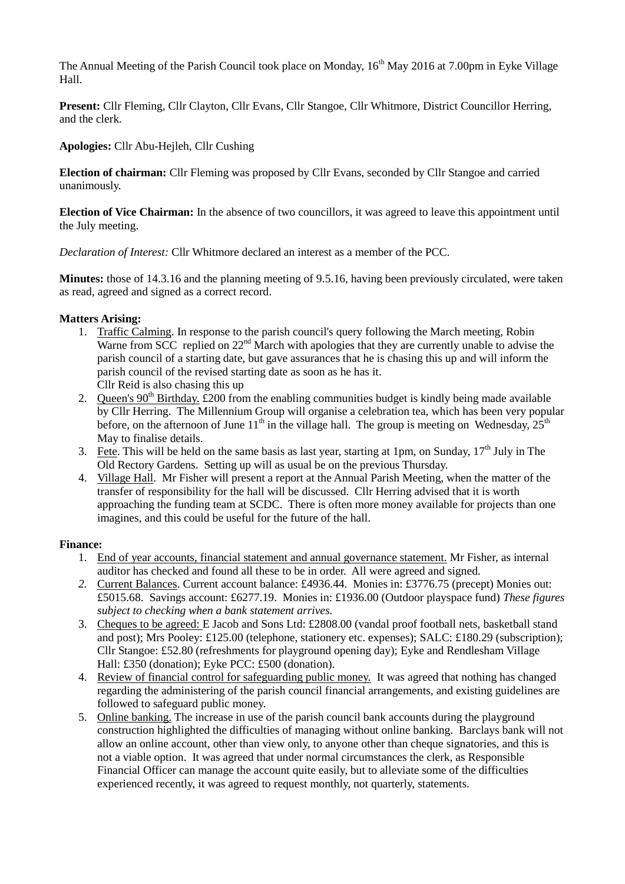The Annual Meeting of the Parish Council took place on Monday, 16th May 2016 at 7.00pm in Eyke Village Hall.

**Present:** Cllr Fleming, Cllr Clayton, Cllr Evans, Cllr Stangoe, Cllr Whitmore, District Councillor Herring, and the clerk.

**Apologies:** Cllr Abu-Hejleh, Cllr Cushing

**Election of chairman:** Cllr Fleming was proposed by Cllr Evans, seconded by Cllr Stangoe and carried unanimously.

**Election of Vice Chairman:** In the absence of two councillors, it was agreed to leave this appointment until the July meeting.

*Declaration of Interest:* Cllr Whitmore declared an interest as a member of the PCC.

**Minutes:** those of 14.3.16 and the planning meeting of 9.5.16, having been previously circulated, were taken as read, agreed and signed as a correct record.

**Matters Arising:**

1. Traffic Calming. In response to the parish council's query following the March meeting, Robin Warne from SCC replied on 22nd March with apologies that they are currently unable to advise the parish council of a starting date, but gave assurances that he is chasing this up and will inform the parish council of the revised starting date as soon as he has it.
   Cllr Reid is also chasing this up
2. Queen's 90th Birthday. £200 from the enabling communities budget is kindly being made available by Cllr Herring. The Millennium Group will organise a celebration tea, which has been very popular before, on the afternoon of June 11th in the village hall. The group is meeting on Wednesday, 25th May to finalise details.
3. Fete. This will be held on the same basis as last year, starting at 1pm, on Sunday, 17th July in The Old Rectory Gardens. Setting up will as usual be on the previous Thursday.
4. Village Hall. Mr Fisher will present a report at the Annual Parish Meeting, when the matter of the transfer of responsibility for the hall will be discussed. Cllr Herring advised that it is worth approaching the funding team at SCDC. There is often more money available for projects than one imagines, and this could be useful for the future of the hall.

**Finance:**

1. End of year accounts, financial statement and annual governance statement. Mr Fisher, as internal auditor has checked and found all these to be in order. All were agreed and signed.
2. Current Balances. Current account balance: £4936.44. Monies in: £3776.75 (precept) Monies out: £5015.68. Savings account: £6277.19. Monies in: £1936.00 (Outdoor playspace fund) *These figures subject to checking when a bank statement arrives.*
3. Cheques to be agreed: E Jacob and Sons Ltd: £2808.00 (vandal proof football nets, basketball stand and post); Mrs Pooley: £125.00 (telephone, stationery etc. expenses); SALC: £180.29 (subscription); Cllr Stangoe: £52.80 (refreshments for playground opening day); Eyke and Rendlesham Village Hall: £350 (donation); Eyke PCC: £500 (donation).
4. Review of financial control for safeguarding public money. It was agreed that nothing has changed regarding the administering of the parish council financial arrangements, and existing guidelines are followed to safeguard public money.
5. Online banking. The increase in use of the parish council bank accounts during the playground construction highlighted the difficulties of managing without online banking. Barclays bank will not allow an online account, other than view only, to anyone other than cheque signatories, and this is not a viable option. It was agreed that under normal circumstances the clerk, as Responsible Financial Officer can manage the account quite easily, but to alleviate some of the difficulties experienced recently, it was agreed to request monthly, not quarterly, statements.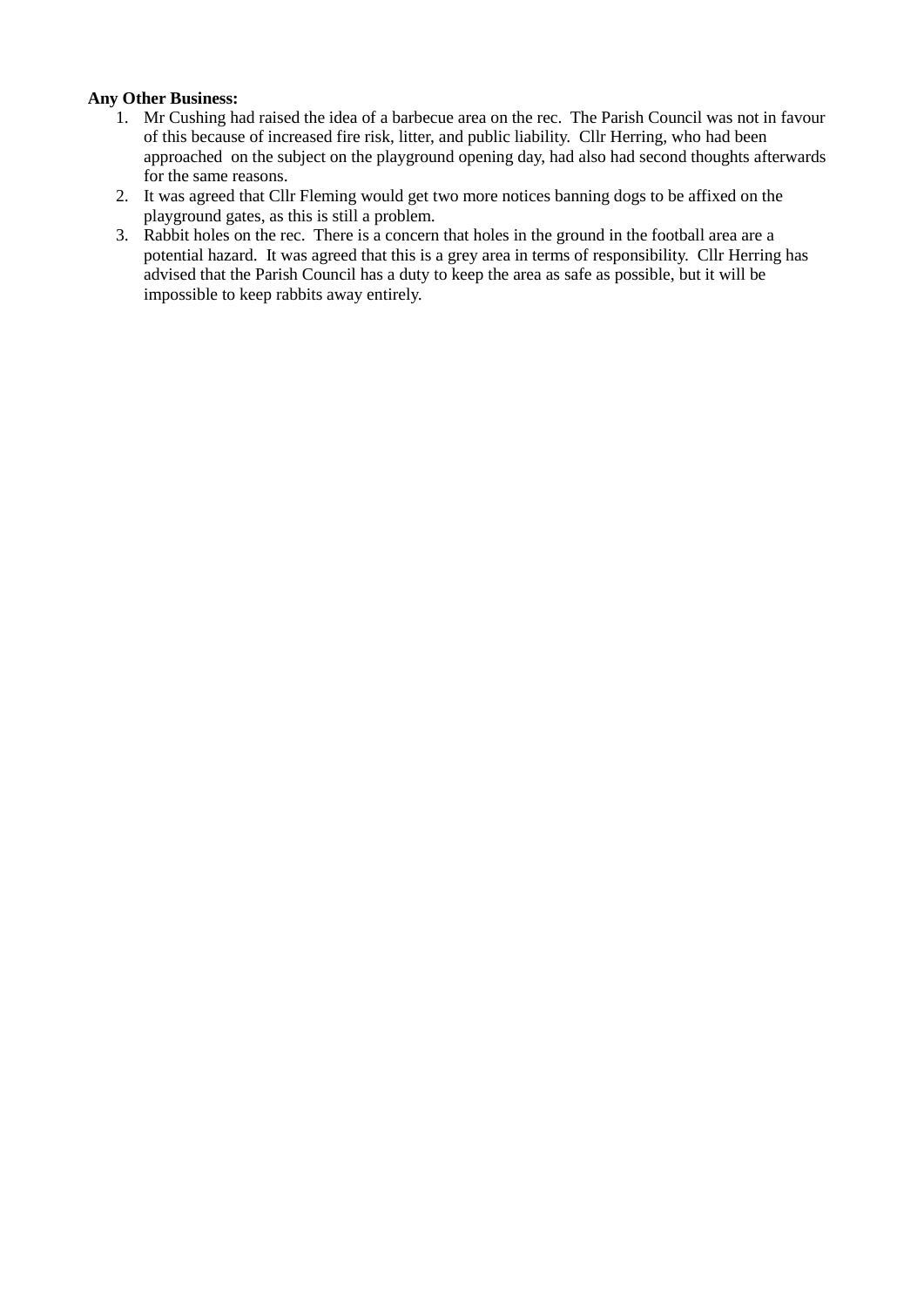**Any Other Business:**

1. Mr Cushing had raised the idea of a barbecue area on the rec. The Parish Council was not in favour of this because of increased fire risk, litter, and public liability. Cllr Herring, who had been approached on the subject on the playground opening day, had also had second thoughts afterwards for the same reasons.
2. It was agreed that Cllr Fleming would get two more notices banning dogs to be affixed on the playground gates, as this is still a problem.
3. Rabbit holes on the rec. There is a concern that holes in the ground in the football area are a potential hazard. It was agreed that this is a grey area in terms of responsibility. Cllr Herring has advised that the Parish Council has a duty to keep the area as safe as possible, but it will be impossible to keep rabbits away entirely.